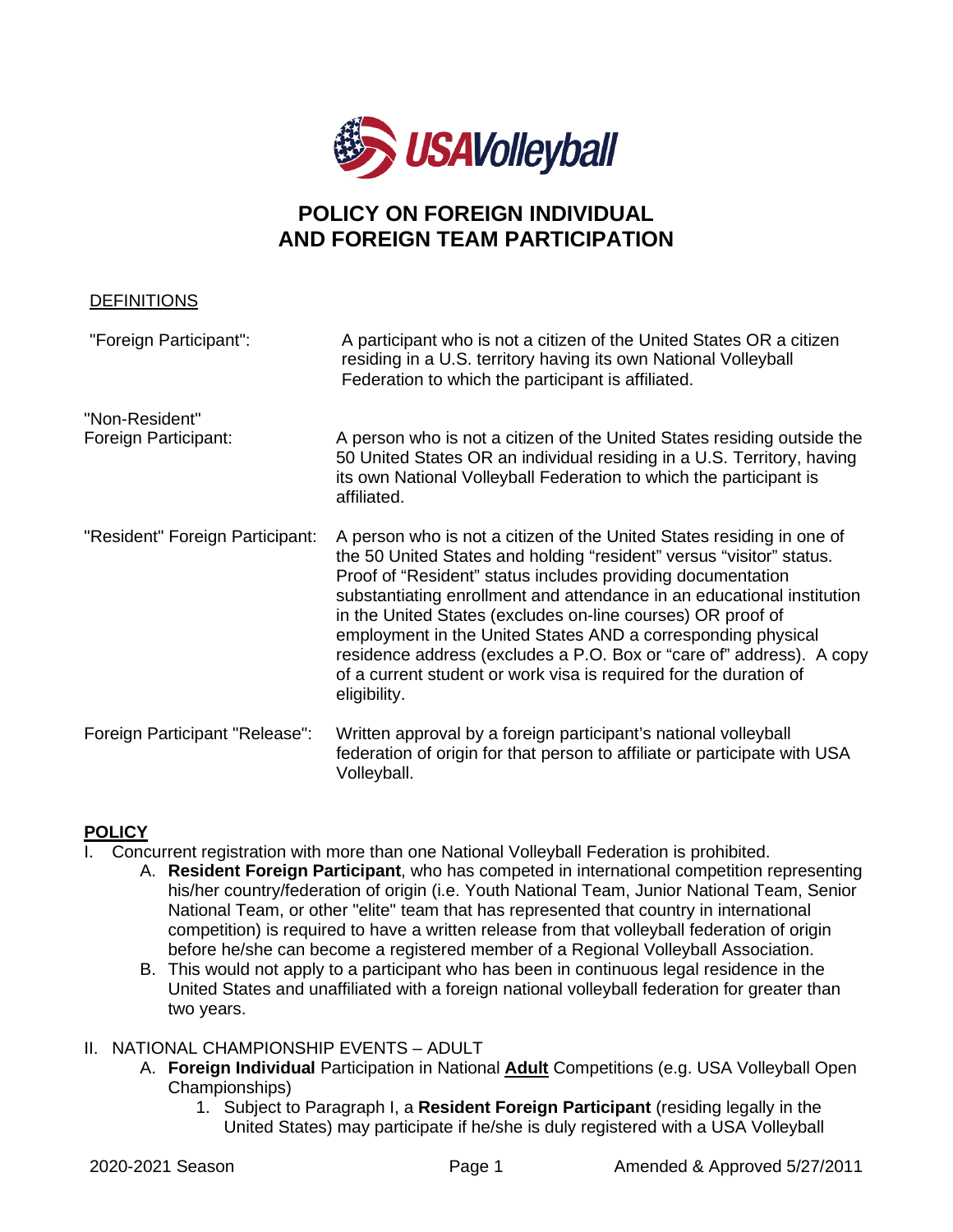# POLICY ON FOREIGN INDIVIDUAL AND FOREIGN TEAM PARTICIPATION

## DEFINITIONS

| | |
|---|---|
| "Foreign Participant": | A participant who is not a citizen of the United States OR a citizen residing in a U.S. territory having its own National Volleyball Federation to which the participant is affiliated. |
| "Non-Resident" Foreign Participant: | A person who is not a citizen of the United States residing outside the 50 United States OR an individual residing in a U.S. Territory, having its own National Volleyball Federation to which the participant is affiliated. |
| "Resident" Foreign Participant: | A person who is not a citizen of the United States residing in one of the 50 United States and holding "resident" versus "visitor" status. Proof of "Resident" status includes providing documentation substantiating enrollment and attendance in an educational institution in the United States (excludes on-line courses) OR proof of employment in the United States AND a corresponding physical residence address (excludes a P.O. Box or "care of" address). A copy of a current student or work visa is required for the duration of eligibility. |
| Foreign Participant "Release": | Written approval by a foreign participant's national volleyball federation of origin for that person to affiliate or participate with USA Volleyball. |

## POLICY

I. Concurrent registration with more than one National Volleyball Federation is prohibited.

   A. **Resident Foreign Participant**, who has competed in international competition representing his/her country/federation of origin (i.e. Youth National Team, Junior National Team, Senior National Team, or other "elite" team that has represented that country in international competition) is required to have a written release from that volleyball federation of origin before he/she can become a registered member of a Regional Volleyball Association.

   B. This would not apply to a participant who has been in continuous legal residence in the United States and unaffiliated with a foreign national volleyball federation for greater than two years.

II. NATIONAL CHAMPIONSHIP EVENTS – ADULT

   A. **Foreign Individual** Participation in National **Adult** Competitions (e.g. USA Volleyball Open Championships)

      1. Subject to Paragraph I, a **Resident Foreign Participant** (residing legally in the United States) may participate if he/she is duly registered with a USA Volleyball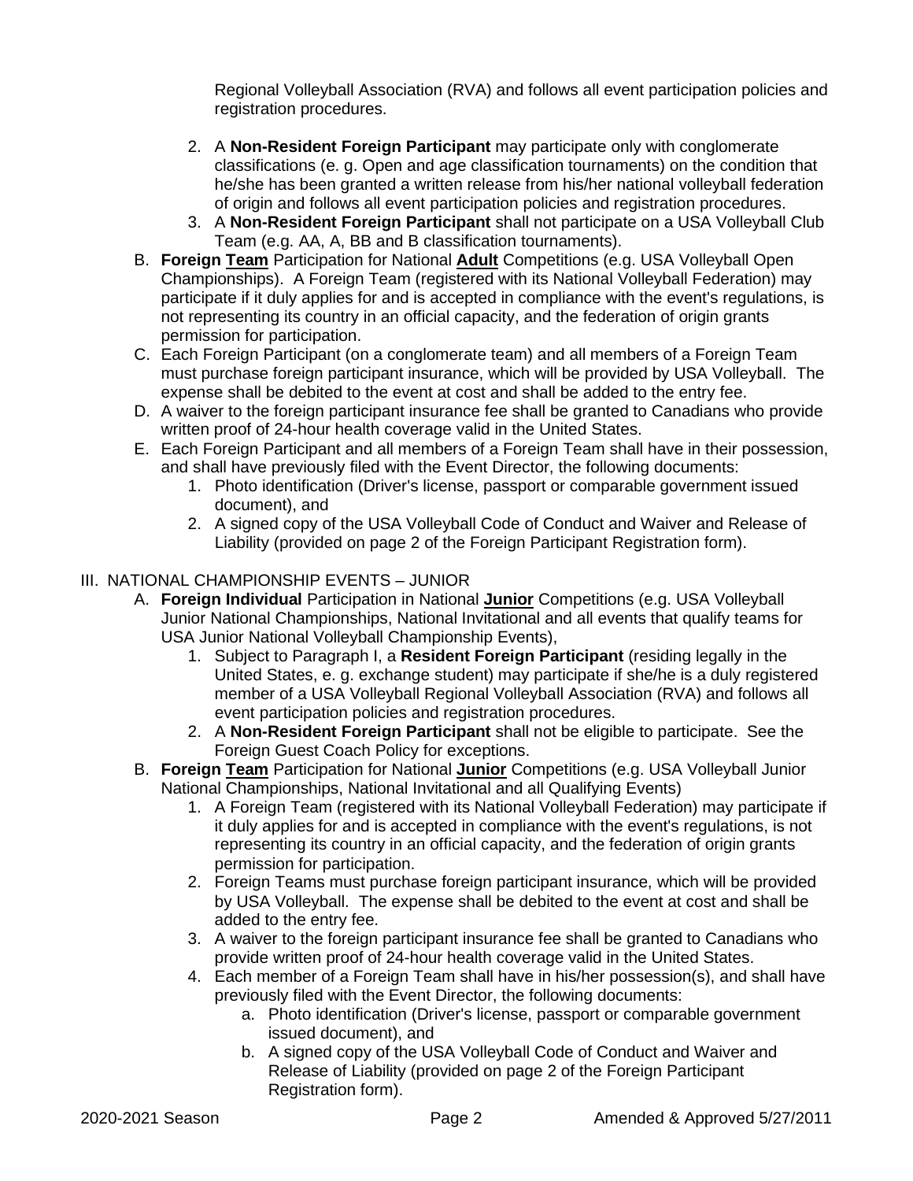Regional Volleyball Association (RVA) and follows all event participation policies and registration procedures.

2. A **Non-Resident Foreign Participant** may participate only with conglomerate classifications (e. g. Open and age classification tournaments) on the condition that he/she has been granted a written release from his/her national volleyball federation of origin and follows all event participation policies and registration procedures.
3. A **Non-Resident Foreign Participant** shall not participate on a USA Volleyball Club Team (e.g. AA, A, BB and B classification tournaments).

B. **Foreign Team** Participation for National **Adult** Competitions (e.g. USA Volleyball Open Championships). A Foreign Team (registered with its National Volleyball Federation) may participate if it duly applies for and is accepted in compliance with the event's regulations, is not representing its country in an official capacity, and the federation of origin grants permission for participation.

C. Each Foreign Participant (on a conglomerate team) and all members of a Foreign Team must purchase foreign participant insurance, which will be provided by USA Volleyball. The expense shall be debited to the event at cost and shall be added to the entry fee.

D. A waiver to the foreign participant insurance fee shall be granted to Canadians who provide written proof of 24-hour health coverage valid in the United States.

E. Each Foreign Participant and all members of a Foreign Team shall have in their possession, and shall have previously filed with the Event Director, the following documents:
   1. Photo identification (Driver's license, passport or comparable government issued document), and
   2. A signed copy of the USA Volleyball Code of Conduct and Waiver and Release of Liability (provided on page 2 of the Foreign Participant Registration form).

## III. NATIONAL CHAMPIONSHIP EVENTS – JUNIOR

A. **Foreign Individual** Participation in National **Junior** Competitions (e.g. USA Volleyball Junior National Championships, National Invitational and all events that qualify teams for USA Junior National Volleyball Championship Events),
   1. Subject to Paragraph I, a **Resident Foreign Participant** (residing legally in the United States, e. g. exchange student) may participate if she/he is a duly registered member of a USA Volleyball Regional Volleyball Association (RVA) and follows all event participation policies and registration procedures.
   2. A **Non-Resident Foreign Participant** shall not be eligible to participate. See the Foreign Guest Coach Policy for exceptions.

B. **Foreign Team** Participation for National **Junior** Competitions (e.g. USA Volleyball Junior National Championships, National Invitational and all Qualifying Events)
   1. A Foreign Team (registered with its National Volleyball Federation) may participate if it duly applies for and is accepted in compliance with the event's regulations, is not representing its country in an official capacity, and the federation of origin grants permission for participation.
   2. Foreign Teams must purchase foreign participant insurance, which will be provided by USA Volleyball. The expense shall be debited to the event at cost and shall be added to the entry fee.
   3. A waiver to the foreign participant insurance fee shall be granted to Canadians who provide written proof of 24-hour health coverage valid in the United States.
   4. Each member of a Foreign Team shall have in his/her possession(s), and shall have previously filed with the Event Director, the following documents:
      a. Photo identification (Driver's license, passport or comparable government issued document), and
      b. A signed copy of the USA Volleyball Code of Conduct and Waiver and Release of Liability (provided on page 2 of the Foreign Participant Registration form).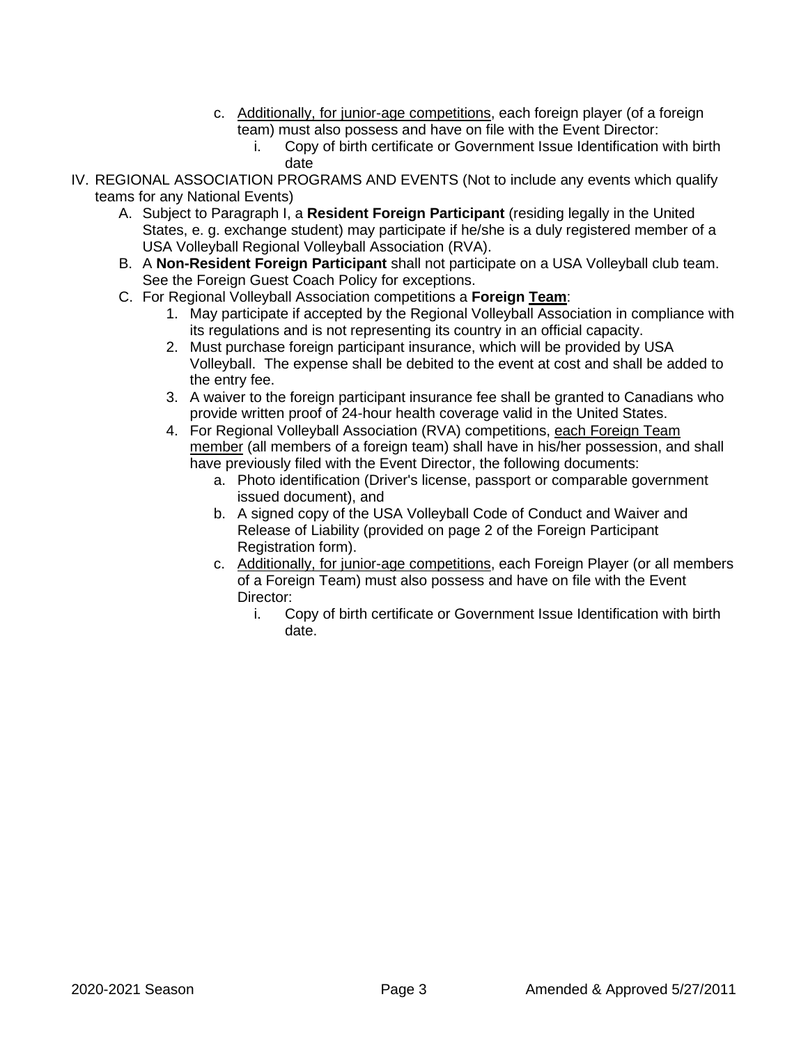c. Additionally, for junior-age competitions, each foreign player (of a foreign team) must also possess and have on file with the Event Director:
      i. Copy of birth certificate or Government Issue Identification with birth date

IV. REGIONAL ASSOCIATION PROGRAMS AND EVENTS (Not to include any events which qualify teams for any National Events)

A. Subject to Paragraph I, a **Resident Foreign Participant** (residing legally in the United States, e. g. exchange student) may participate if he/she is a duly registered member of a USA Volleyball Regional Volleyball Association (RVA).

B. A **Non-Resident Foreign Participant** shall not participate on a USA Volleyball club team. See the Foreign Guest Coach Policy for exceptions.

C. For Regional Volleyball Association competitions a **Foreign Team**:

1. May participate if accepted by the Regional Volleyball Association in compliance with its regulations and is not representing its country in an official capacity.
2. Must purchase foreign participant insurance, which will be provided by USA Volleyball. The expense shall be debited to the event at cost and shall be added to the entry fee.
3. A waiver to the foreign participant insurance fee shall be granted to Canadians who provide written proof of 24-hour health coverage valid in the United States.
4. For Regional Volleyball Association (RVA) competitions, each Foreign Team member (all members of a foreign team) shall have in his/her possession, and shall have previously filed with the Event Director, the following documents:
   a. Photo identification (Driver's license, passport or comparable government issued document), and
   b. A signed copy of the USA Volleyball Code of Conduct and Waiver and Release of Liability (provided on page 2 of the Foreign Participant Registration form).
   c. Additionally, for junior-age competitions, each Foreign Player (or all members of a Foreign Team) must also possess and have on file with the Event Director:
      i. Copy of birth certificate or Government Issue Identification with birth date.